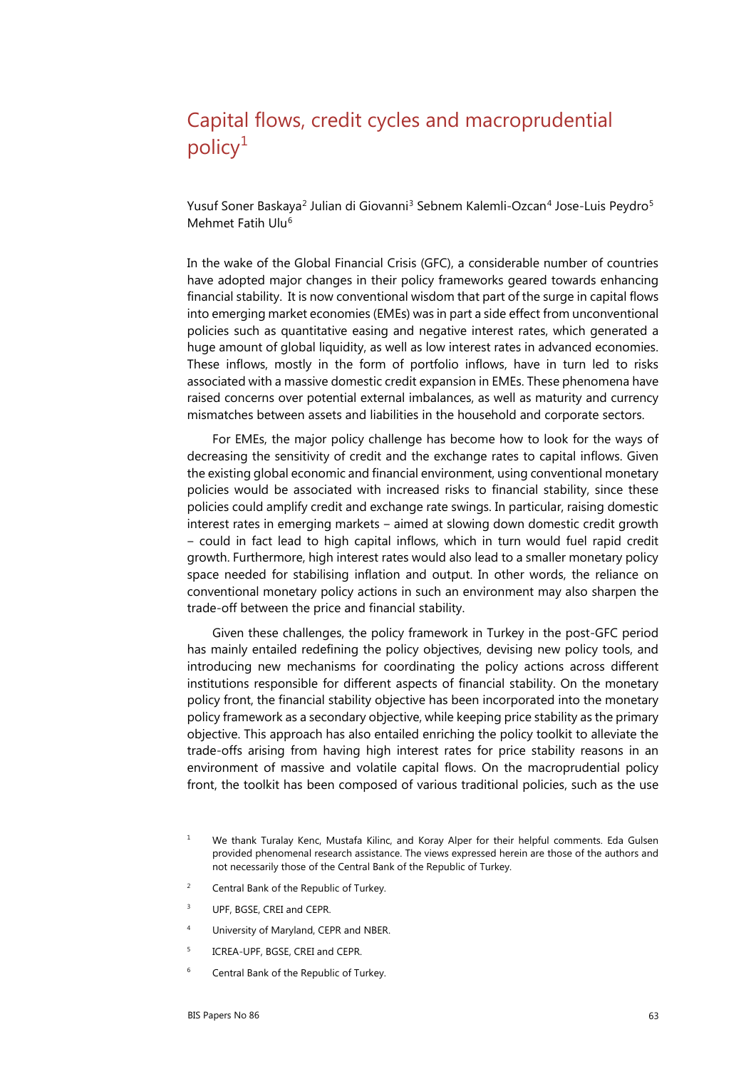# Capital flows, credit cycles and macroprudential policy[1]

Yusuf Soner Baskaya[2] Julian di Giovanni[3] Sebnem Kalemli-Ozcan[4] Jose-Luis Peydro[5] Mehmet Fatih Ulu[6]

In the wake of the Global Financial Crisis (GFC), a considerable number of countries have adopted major changes in their policy frameworks geared towards enhancing financial stability. It is now conventional wisdom that part of the surge in capital flows into emerging market economies (EMEs) was in part a side effect from unconventional policies such as quantitative easing and negative interest rates, which generated a huge amount of global liquidity, as well as low interest rates in advanced economies. These inflows, mostly in the form of portfolio inflows, have in turn led to risks associated with a massive domestic credit expansion in EMEs. These phenomena have raised concerns over potential external imbalances, as well as maturity and currency mismatches between assets and liabilities in the household and corporate sectors.

For EMEs, the major policy challenge has become how to look for the ways of decreasing the sensitivity of credit and the exchange rates to capital inflows. Given the existing global economic and financial environment, using conventional monetary policies would be associated with increased risks to financial stability, since these policies could amplify credit and exchange rate swings. In particular, raising domestic interest rates in emerging markets – aimed at slowing down domestic credit growth – could in fact lead to high capital inflows, which in turn would fuel rapid credit growth. Furthermore, high interest rates would also lead to a smaller monetary policy space needed for stabilising inflation and output. In other words, the reliance on conventional monetary policy actions in such an environment may also sharpen the trade-off between the price and financial stability.

Given these challenges, the policy framework in Turkey in the post-GFC period has mainly entailed redefining the policy objectives, devising new policy tools, and introducing new mechanisms for coordinating the policy actions across different institutions responsible for different aspects of financial stability. On the monetary policy front, the financial stability objective has been incorporated into the monetary policy framework as a secondary objective, while keeping price stability as the primary objective. This approach has also entailed enriching the policy toolkit to alleviate the trade-offs arising from having high interest rates for price stability reasons in an environment of massive and volatile capital flows. On the macroprudential policy front, the toolkit has been composed of various traditional policies, such as the use

[1] We thank Turalay Kenc, Mustafa Kilinc, and Koray Alper for their helpful comments. Eda Gulsen provided phenomenal research assistance. The views expressed herein are those of the authors and not necessarily those of the Central Bank of the Republic of Turkey.

[2] Central Bank of the Republic of Turkey.

[3] UPF, BGSE, CREI and CEPR.

[4] University of Maryland, CEPR and NBER.

[5] ICREA-UPF, BGSE, CREI and CEPR.

[6] Central Bank of the Republic of Turkey.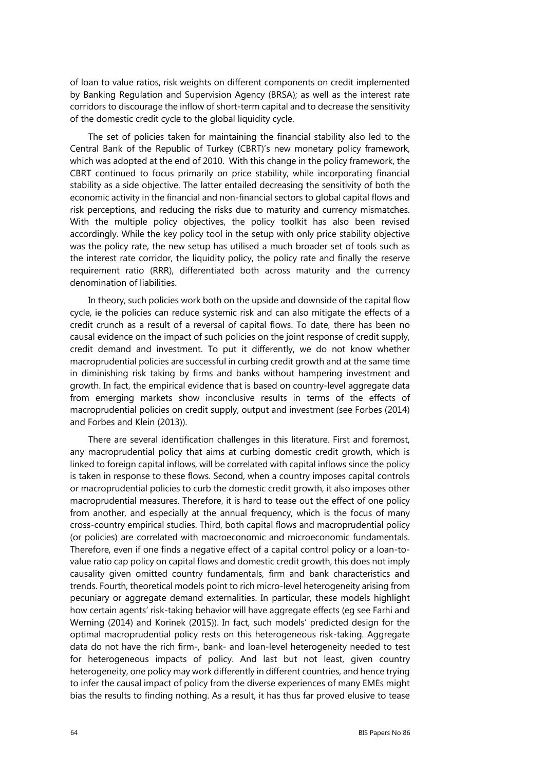of loan to value ratios, risk weights on different components on credit implemented by Banking Regulation and Supervision Agency (BRSA); as well as the interest rate corridors to discourage the inflow of short-term capital and to decrease the sensitivity of the domestic credit cycle to the global liquidity cycle.

The set of policies taken for maintaining the financial stability also led to the Central Bank of the Republic of Turkey (CBRT)'s new monetary policy framework, which was adopted at the end of 2010. With this change in the policy framework, the CBRT continued to focus primarily on price stability, while incorporating financial stability as a side objective. The latter entailed decreasing the sensitivity of both the economic activity in the financial and non-financial sectors to global capital flows and risk perceptions, and reducing the risks due to maturity and currency mismatches. With the multiple policy objectives, the policy toolkit has also been revised accordingly. While the key policy tool in the setup with only price stability objective was the policy rate, the new setup has utilised a much broader set of tools such as the interest rate corridor, the liquidity policy, the policy rate and finally the reserve requirement ratio (RRR), differentiated both across maturity and the currency denomination of liabilities.

In theory, such policies work both on the upside and downside of the capital flow cycle, ie the policies can reduce systemic risk and can also mitigate the effects of a credit crunch as a result of a reversal of capital flows. To date, there has been no causal evidence on the impact of such policies on the joint response of credit supply, credit demand and investment. To put it differently, we do not know whether macroprudential policies are successful in curbing credit growth and at the same time in diminishing risk taking by firms and banks without hampering investment and growth. In fact, the empirical evidence that is based on country-level aggregate data from emerging markets show inconclusive results in terms of the effects of macroprudential policies on credit supply, output and investment (see Forbes (2014) and Forbes and Klein (2013)).

There are several identification challenges in this literature. First and foremost, any macroprudential policy that aims at curbing domestic credit growth, which is linked to foreign capital inflows, will be correlated with capital inflows since the policy is taken in response to these flows. Second, when a country imposes capital controls or macroprudential policies to curb the domestic credit growth, it also imposes other macroprudential measures. Therefore, it is hard to tease out the effect of one policy from another, and especially at the annual frequency, which is the focus of many cross-country empirical studies. Third, both capital flows and macroprudential policy (or policies) are correlated with macroeconomic and microeconomic fundamentals. Therefore, even if one finds a negative effect of a capital control policy or a loan-to-value ratio cap policy on capital flows and domestic credit growth, this does not imply causality given omitted country fundamentals, firm and bank characteristics and trends. Fourth, theoretical models point to rich micro-level heterogeneity arising from pecuniary or aggregate demand externalities. In particular, these models highlight how certain agents' risk-taking behavior will have aggregate effects (eg see Farhi and Werning (2014) and Korinek (2015)). In fact, such models' predicted design for the optimal macroprudential policy rests on this heterogeneous risk-taking. Aggregate data do not have the rich firm-, bank- and loan-level heterogeneity needed to test for heterogeneous impacts of policy. And last but not least, given country heterogeneity, one policy may work differently in different countries, and hence trying to infer the causal impact of policy from the diverse experiences of many EMEs might bias the results to finding nothing. As a result, it has thus far proved elusive to tease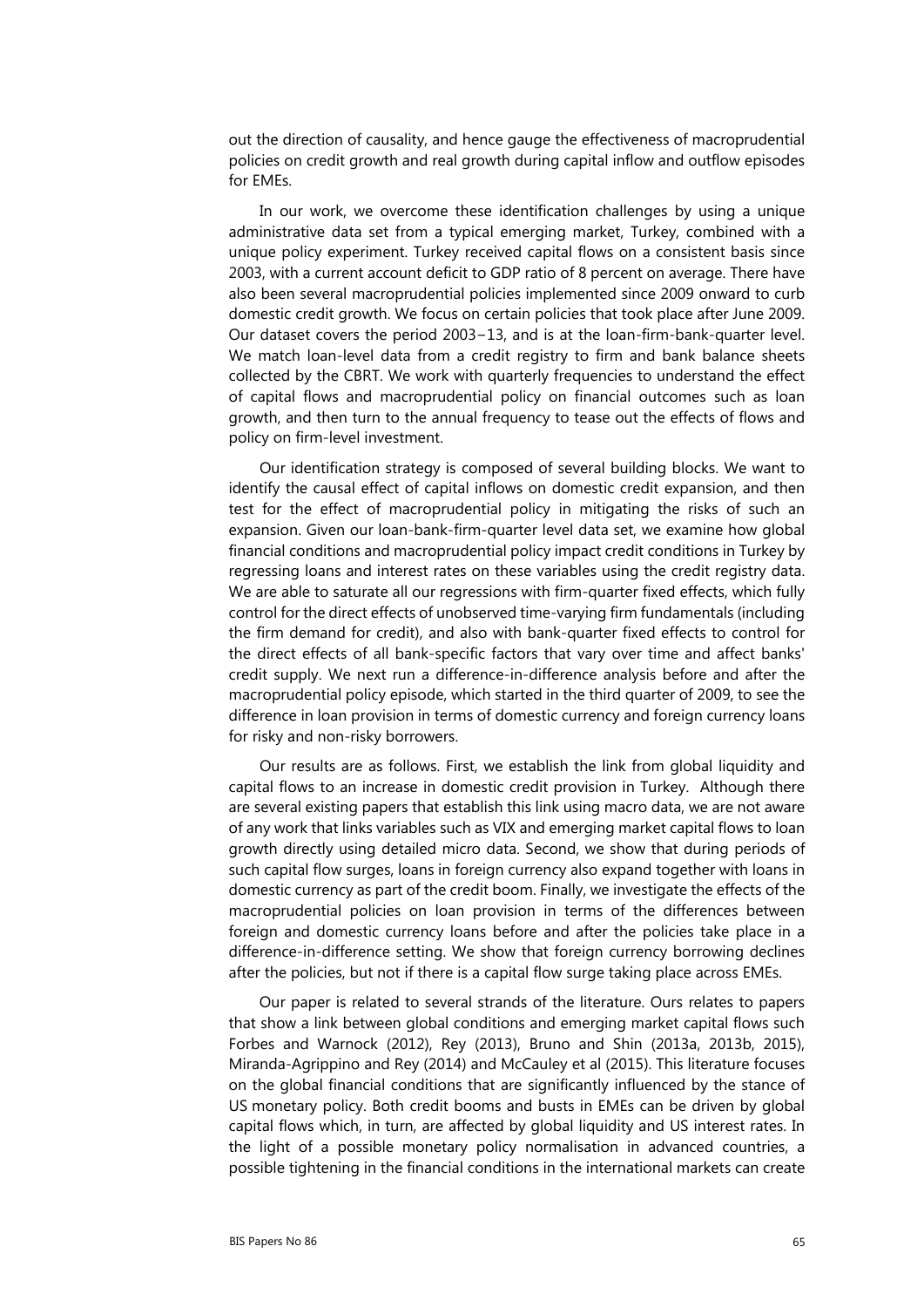out the direction of causality, and hence gauge the effectiveness of macroprudential policies on credit growth and real growth during capital inflow and outflow episodes for EMEs.

In our work, we overcome these identification challenges by using a unique administrative data set from a typical emerging market, Turkey, combined with a unique policy experiment. Turkey received capital flows on a consistent basis since 2003, with a current account deficit to GDP ratio of 8 percent on average. There have also been several macroprudential policies implemented since 2009 onward to curb domestic credit growth. We focus on certain policies that took place after June 2009. Our dataset covers the period 2003–13, and is at the loan-firm-bank-quarter level. We match loan-level data from a credit registry to firm and bank balance sheets collected by the CBRT. We work with quarterly frequencies to understand the effect of capital flows and macroprudential policy on financial outcomes such as loan growth, and then turn to the annual frequency to tease out the effects of flows and policy on firm-level investment.

Our identification strategy is composed of several building blocks. We want to identify the causal effect of capital inflows on domestic credit expansion, and then test for the effect of macroprudential policy in mitigating the risks of such an expansion. Given our loan-bank-firm-quarter level data set, we examine how global financial conditions and macroprudential policy impact credit conditions in Turkey by regressing loans and interest rates on these variables using the credit registry data. We are able to saturate all our regressions with firm-quarter fixed effects, which fully control for the direct effects of unobserved time-varying firm fundamentals (including the firm demand for credit), and also with bank-quarter fixed effects to control for the direct effects of all bank-specific factors that vary over time and affect banks' credit supply. We next run a difference-in-difference analysis before and after the macroprudential policy episode, which started in the third quarter of 2009, to see the difference in loan provision in terms of domestic currency and foreign currency loans for risky and non-risky borrowers.

Our results are as follows. First, we establish the link from global liquidity and capital flows to an increase in domestic credit provision in Turkey. Although there are several existing papers that establish this link using macro data, we are not aware of any work that links variables such as VIX and emerging market capital flows to loan growth directly using detailed micro data. Second, we show that during periods of such capital flow surges, loans in foreign currency also expand together with loans in domestic currency as part of the credit boom. Finally, we investigate the effects of the macroprudential policies on loan provision in terms of the differences between foreign and domestic currency loans before and after the policies take place in a difference-in-difference setting. We show that foreign currency borrowing declines after the policies, but not if there is a capital flow surge taking place across EMEs.

Our paper is related to several strands of the literature. Ours relates to papers that show a link between global conditions and emerging market capital flows such Forbes and Warnock (2012), Rey (2013), Bruno and Shin (2013a, 2013b, 2015), Miranda-Agrippino and Rey (2014) and McCauley et al (2015). This literature focuses on the global financial conditions that are significantly influenced by the stance of US monetary policy. Both credit booms and busts in EMEs can be driven by global capital flows which, in turn, are affected by global liquidity and US interest rates. In the light of a possible monetary policy normalisation in advanced countries, a possible tightening in the financial conditions in the international markets can create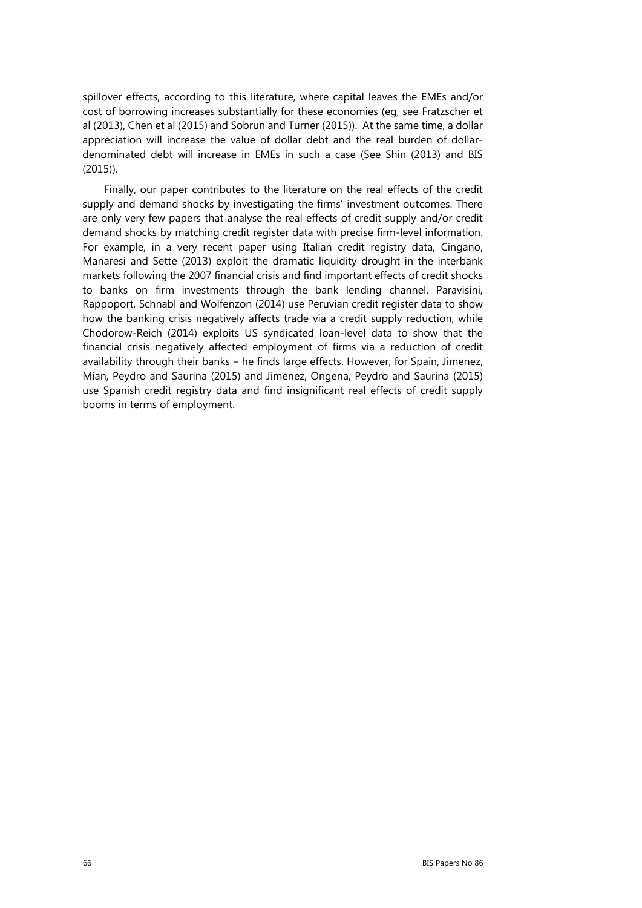spillover effects, according to this literature, where capital leaves the EMEs and/or cost of borrowing increases substantially for these economies (eg, see Fratzscher et al (2013), Chen et al (2015) and Sobrun and Turner (2015)). At the same time, a dollar appreciation will increase the value of dollar debt and the real burden of dollar-denominated debt will increase in EMEs in such a case (See Shin (2013) and BIS (2015)).

Finally, our paper contributes to the literature on the real effects of the credit supply and demand shocks by investigating the firms' investment outcomes. There are only very few papers that analyse the real effects of credit supply and/or credit demand shocks by matching credit register data with precise firm-level information. For example, in a very recent paper using Italian credit registry data, Cingano, Manaresi and Sette (2013) exploit the dramatic liquidity drought in the interbank markets following the 2007 financial crisis and find important effects of credit shocks to banks on firm investments through the bank lending channel. Paravisini, Rappoport, Schnabl and Wolfenzon (2014) use Peruvian credit register data to show how the banking crisis negatively affects trade via a credit supply reduction, while Chodorow-Reich (2014) exploits US syndicated loan-level data to show that the financial crisis negatively affected employment of firms via a reduction of credit availability through their banks – he finds large effects. However, for Spain, Jimenez, Mian, Peydro and Saurina (2015) and Jimenez, Ongena, Peydro and Saurina (2015) use Spanish credit registry data and find insignificant real effects of credit supply booms in terms of employment.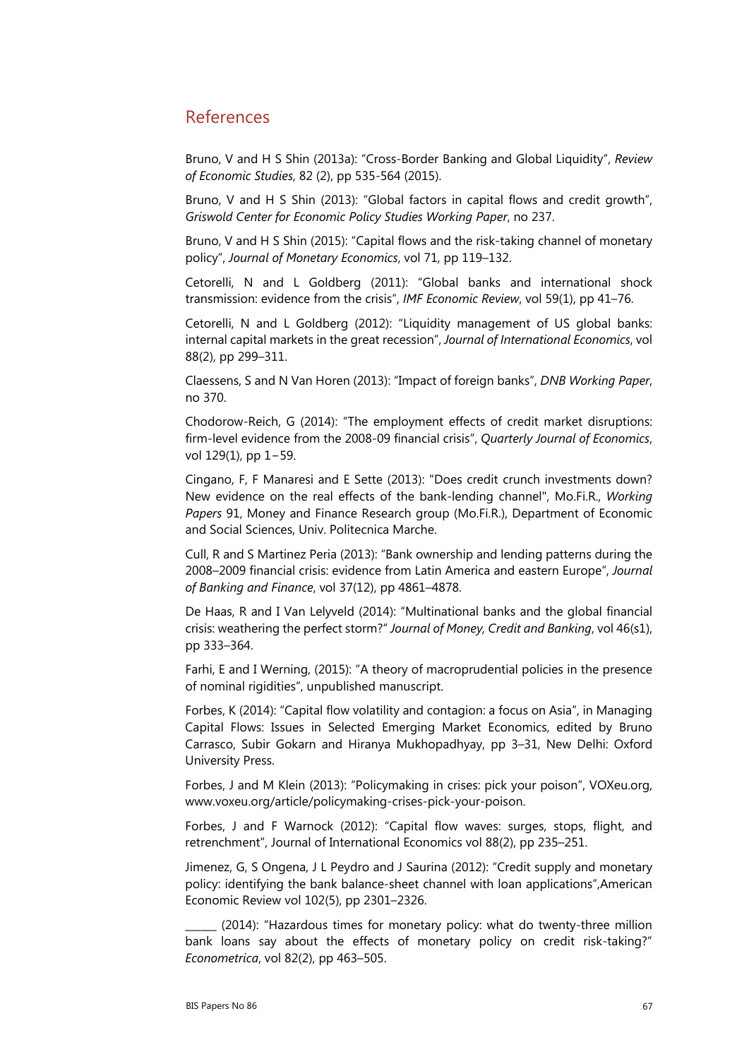## References

Bruno, V and H S Shin (2013a): “Cross-Border Banking and Global Liquidity”, *Review of Economic Studies*, 82 (2), pp 535-564 (2015).

Bruno, V and H S Shin (2013): “Global factors in capital flows and credit growth”, *Griswold Center for Economic Policy Studies Working Paper*, no 237.

Bruno, V and H S Shin (2015): “Capital flows and the risk-taking channel of monetary policy”, *Journal of Monetary Economics*, vol 71, pp 119–132.

Cetorelli, N and L Goldberg (2011): “Global banks and international shock transmission: evidence from the crisis”, *IMF Economic Review*, vol 59(1), pp 41–76.

Cetorelli, N and L Goldberg (2012): “Liquidity management of US global banks: internal capital markets in the great recession”, *Journal of International Economics*, vol 88(2), pp 299–311.

Claessens, S and N Van Horen (2013): “Impact of foreign banks”, *DNB Working Paper*, no 370.

Chodorow-Reich, G (2014): “The employment effects of credit market disruptions: firm-level evidence from the 2008-09 financial crisis”, *Quarterly Journal of Economics*, vol 129(1), pp 1−59.

Cingano, F, F Manaresi and E Sette (2013): "Does credit crunch investments down? New evidence on the real effects of the bank-lending channel", Mo.Fi.R., *Working Papers* 91, Money and Finance Research group (Mo.Fi.R.), Department of Economic and Social Sciences, Univ. Politecnica Marche.

Cull, R and S Martinez Peria (2013): “Bank ownership and lending patterns during the 2008–2009 financial crisis: evidence from Latin America and eastern Europe”, *Journal of Banking and Finance*, vol 37(12), pp 4861–4878.

De Haas, R and I Van Lelyveld (2014): “Multinational banks and the global financial crisis: weathering the perfect storm?” *Journal of Money, Credit and Banking*, vol 46(s1), pp 333–364.

Farhi, E and I Werning, (2015): “A theory of macroprudential policies in the presence of nominal rigidities”, unpublished manuscript.

Forbes, K (2014): “Capital flow volatility and contagion: a focus on Asia”, in Managing Capital Flows: Issues in Selected Emerging Market Economics, edited by Bruno Carrasco, Subir Gokarn and Hiranya Mukhopadhyay, pp 3–31, New Delhi: Oxford University Press.

Forbes, J and M Klein (2013): “Policymaking in crises: pick your poison”, VOXeu.org, www.voxeu.org/article/policymaking-crises-pick-your-poison.

Forbes, J and F Warnock (2012): “Capital flow waves: surges, stops, flight, and retrenchment”, Journal of International Economics vol 88(2), pp 235–251.

Jimenez, G, S Ongena, J L Peydro and J Saurina (2012): “Credit supply and monetary policy: identifying the bank balance-sheet channel with loan applications”,American Economic Review vol 102(5), pp 2301–2326.

______ (2014): “Hazardous times for monetary policy: what do twenty-three million bank loans say about the effects of monetary policy on credit risk-taking?” *Econometrica*, vol 82(2), pp 463–505.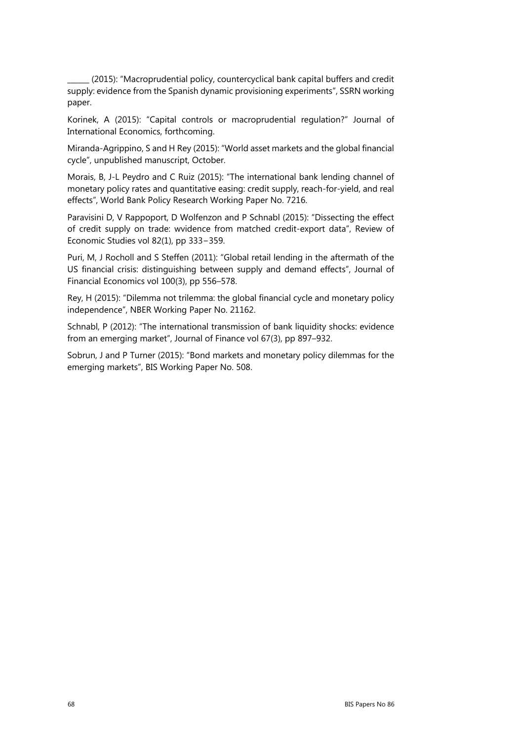______ (2015): "Macroprudential policy, countercyclical bank capital buffers and credit supply: evidence from the Spanish dynamic provisioning experiments", SSRN working paper.

Korinek, A (2015): "Capital controls or macroprudential regulation?" Journal of International Economics, forthcoming.

Miranda-Agrippino, S and H Rey (2015): "World asset markets and the global financial cycle", unpublished manuscript, October.

Morais, B, J-L Peydro and C Ruiz (2015): "The international bank lending channel of monetary policy rates and quantitative easing: credit supply, reach-for-yield, and real effects", World Bank Policy Research Working Paper No. 7216.

Paravisini D, V Rappoport, D Wolfenzon and P Schnabl (2015): "Dissecting the effect of credit supply on trade: wvidence from matched credit-export data", Review of Economic Studies vol 82(1), pp 333−359.

Puri, M, J Rocholl and S Steffen (2011): "Global retail lending in the aftermath of the US financial crisis: distinguishing between supply and demand effects", Journal of Financial Economics vol 100(3), pp 556–578.

Rey, H (2015): "Dilemma not trilemma: the global financial cycle and monetary policy independence", NBER Working Paper No. 21162.

Schnabl, P (2012): "The international transmission of bank liquidity shocks: evidence from an emerging market", Journal of Finance vol 67(3), pp 897–932.

Sobrun, J and P Turner (2015): "Bond markets and monetary policy dilemmas for the emerging markets", BIS Working Paper No. 508.